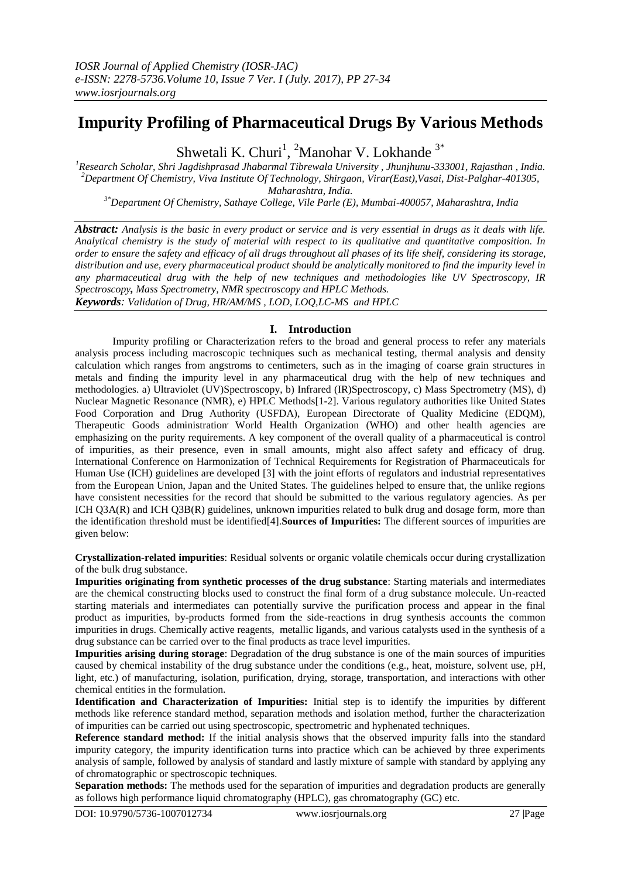# Impurity Profiling of Pharmaceutical Drugs By Various Methods

Shwetali K. Churi[1], [2]Manohar V. Lokhande [3*]

[1]Research Scholar, Shri Jagdishprasad Jhabarmal Tibrewala University , Jhunjhunu-333001, Rajasthan , India.
[2]Department Of Chemistry, Viva Institute Of Technology, Shirgaon, Virar(East),Vasai, Dist-Palghar-401305, Maharashtra, India.
[3*]Department Of Chemistry, Sathaye College, Vile Parle (E), Mumbai-400057, Maharashtra, India

***Abstract:*** *Analysis is the basic in every product or service and is very essential in drugs as it deals with life. Analytical chemistry is the study of material with respect to its qualitative and quantitative composition. In order to ensure the safety and efficacy of all drugs throughout all phases of its life shelf, considering its storage, distribution and use, every pharmaceutical product should be analytically monitored to find the impurity level in any pharmaceutical drug with the help of new techniques and methodologies like UV Spectroscopy, IR Spectroscopy, Mass Spectrometry, NMR spectroscopy and HPLC Methods.*

***Keywords****: Validation of Drug, HR/AM/MS , LOD, LOQ,LC-MS and HPLC*

## I. Introduction

Impurity profiling or Characterization refers to the broad and general process to refer any materials analysis process including macroscopic techniques such as mechanical testing, thermal analysis and density calculation which ranges from angstroms to centimeters, such as in the imaging of coarse grain structures in metals and finding the impurity level in any pharmaceutical drug with the help of new techniques and methodologies. a) Ultraviolet (UV)Spectroscopy, b) Infrared (IR)Spectroscopy, c) Mass Spectrometry (MS), d) Nuclear Magnetic Resonance (NMR), e) HPLC Methods[1-2]. Various regulatory authorities like United States Food Corporation and Drug Authority (USFDA), European Directorate of Quality Medicine (EDQM), Therapeutic Goods administration, World Health Organization (WHO) and other health agencies are emphasizing on the purity requirements. A key component of the overall quality of a pharmaceutical is control of impurities, as their presence, even in small amounts, might also affect safety and efficacy of drug. International Conference on Harmonization of Technical Requirements for Registration of Pharmaceuticals for Human Use (ICH) guidelines are developed [3] with the joint efforts of regulators and industrial representatives from the European Union, Japan and the United States. The guidelines helped to ensure that, the unlike regions have consistent necessities for the record that should be submitted to the various regulatory agencies. As per ICH Q3A(R) and ICH Q3B(R) guidelines, unknown impurities related to bulk drug and dosage form, more than the identification threshold must be identified[4].**Sources of Impurities:** The different sources of impurities are given below:

**Crystallization-related impurities**: Residual solvents or organic volatile chemicals occur during crystallization of the bulk drug substance.

**Impurities originating from synthetic processes of the drug substance**: Starting materials and intermediates are the chemical constructing blocks used to construct the final form of a drug substance molecule. Un-reacted starting materials and intermediates can potentially survive the purification process and appear in the final product as impurities, by-products formed from the side-reactions in drug synthesis accounts the common impurities in drugs. Chemically active reagents, metallic ligands, and various catalysts used in the synthesis of a drug substance can be carried over to the final products as trace level impurities.

**Impurities arising during storage**: Degradation of the drug substance is one of the main sources of impurities caused by chemical instability of the drug substance under the conditions (e.g., heat, moisture, solvent use, pH, light, etc.) of manufacturing, isolation, purification, drying, storage, transportation, and interactions with other chemical entities in the formulation.

**Identification and Characterization of Impurities:** Initial step is to identify the impurities by different methods like reference standard method, separation methods and isolation method, further the characterization of impurities can be carried out using spectroscopic, spectrometric and hyphenated techniques.

**Reference standard method:** If the initial analysis shows that the observed impurity falls into the standard impurity category, the impurity identification turns into practice which can be achieved by three experiments analysis of sample, followed by analysis of standard and lastly mixture of sample with standard by applying any of chromatographic or spectroscopic techniques.

**Separation methods:** The methods used for the separation of impurities and degradation products are generally as follows high performance liquid chromatography (HPLC), gas chromatography (GC) etc.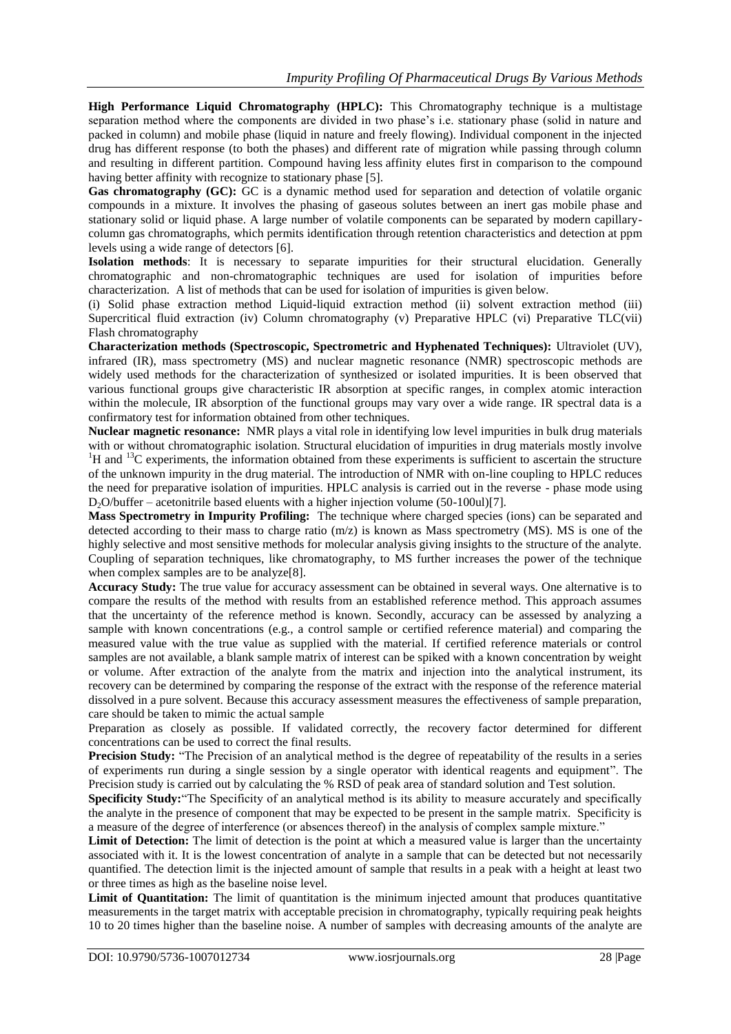**High Performance Liquid Chromatography (HPLC):** This Chromatography technique is a multistage separation method where the components are divided in two phase's i.e. stationary phase (solid in nature and packed in column) and mobile phase (liquid in nature and freely flowing). Individual component in the injected drug has different response (to both the phases) and different rate of migration while passing through column and resulting in different partition. Compound having less affinity elutes first in comparison to the compound having better affinity with recognize to stationary phase [5].

**Gas chromatography (GC):** GC is a dynamic method used for separation and detection of volatile organic compounds in a mixture. It involves the phasing of gaseous solutes between an inert gas mobile phase and stationary solid or liquid phase. A large number of volatile components can be separated by modern capillary-column gas chromatographs, which permits identification through retention characteristics and detection at ppm levels using a wide range of detectors [6].

**Isolation methods**: It is necessary to separate impurities for their structural elucidation. Generally chromatographic and non-chromatographic techniques are used for isolation of impurities before characterization. A list of methods that can be used for isolation of impurities is given below.

(i) Solid phase extraction method Liquid-liquid extraction method (ii) solvent extraction method (iii) Supercritical fluid extraction (iv) Column chromatography (v) Preparative HPLC (vi) Preparative TLC(vii) Flash chromatography

**Characterization methods (Spectroscopic, Spectrometric and Hyphenated Techniques):** Ultraviolet (UV), infrared (IR), mass spectrometry (MS) and nuclear magnetic resonance (NMR) spectroscopic methods are widely used methods for the characterization of synthesized or isolated impurities. It is been observed that various functional groups give characteristic IR absorption at specific ranges, in complex atomic interaction within the molecule, IR absorption of the functional groups may vary over a wide range. IR spectral data is a confirmatory test for information obtained from other techniques.

**Nuclear magnetic resonance:** NMR plays a vital role in identifying low level impurities in bulk drug materials with or without chromatographic isolation. Structural elucidation of impurities in drug materials mostly involve $^{1}H$ and $^{13}C$ experiments, the information obtained from these experiments is sufficient to ascertain the structure of the unknown impurity in the drug material. The introduction of NMR with on-line coupling to HPLC reduces the need for preparative isolation of impurities. HPLC analysis is carried out in the reverse - phase mode using $D_2O$/buffer – acetonitrile based eluents with a higher injection volume (50-100ul)[7].

**Mass Spectrometry in Impurity Profiling:** The technique where charged species (ions) can be separated and detected according to their mass to charge ratio (m/z) is known as Mass spectrometry (MS). MS is one of the highly selective and most sensitive methods for molecular analysis giving insights to the structure of the analyte. Coupling of separation techniques, like chromatography, to MS further increases the power of the technique when complex samples are to be analyze[8].

**Accuracy Study:** The true value for accuracy assessment can be obtained in several ways. One alternative is to compare the results of the method with results from an established reference method. This approach assumes that the uncertainty of the reference method is known. Secondly, accuracy can be assessed by analyzing a sample with known concentrations (e.g., a control sample or certified reference material) and comparing the measured value with the true value as supplied with the material. If certified reference materials or control samples are not available, a blank sample matrix of interest can be spiked with a known concentration by weight or volume. After extraction of the analyte from the matrix and injection into the analytical instrument, its recovery can be determined by comparing the response of the extract with the response of the reference material dissolved in a pure solvent. Because this accuracy assessment measures the effectiveness of sample preparation, care should be taken to mimic the actual sample

Preparation as closely as possible. If validated correctly, the recovery factor determined for different concentrations can be used to correct the final results.

**Precision Study:** "The Precision of an analytical method is the degree of repeatability of the results in a series of experiments run during a single session by a single operator with identical reagents and equipment". The Precision study is carried out by calculating the % RSD of peak area of standard solution and Test solution.

**Specificity Study:**"The Specificity of an analytical method is its ability to measure accurately and specifically the analyte in the presence of component that may be expected to be present in the sample matrix. Specificity is a measure of the degree of interference (or absences thereof) in the analysis of complex sample mixture."

**Limit of Detection:** The limit of detection is the point at which a measured value is larger than the uncertainty associated with it. It is the lowest concentration of analyte in a sample that can be detected but not necessarily quantified. The detection limit is the injected amount of sample that results in a peak with a height at least two or three times as high as the baseline noise level.

**Limit of Quantitation:** The limit of quantitation is the minimum injected amount that produces quantitative measurements in the target matrix with acceptable precision in chromatography, typically requiring peak heights 10 to 20 times higher than the baseline noise. A number of samples with decreasing amounts of the analyte are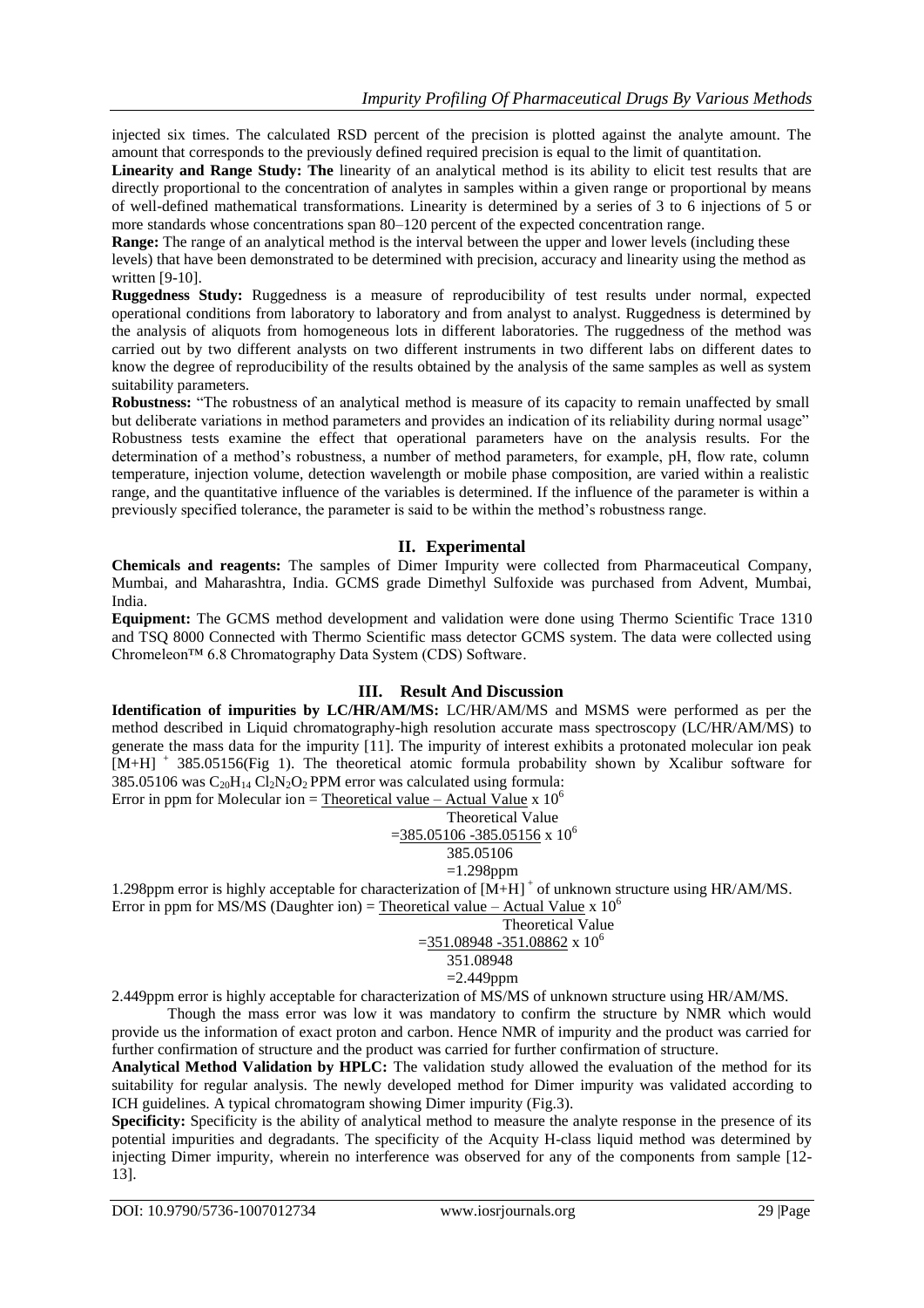injected six times. The calculated RSD percent of the precision is plotted against the analyte amount. The amount that corresponds to the previously defined required precision is equal to the limit of quantitation.

**Linearity and Range Study: The** linearity of an analytical method is its ability to elicit test results that are directly proportional to the concentration of analytes in samples within a given range or proportional by means of well-defined mathematical transformations. Linearity is determined by a series of 3 to 6 injections of 5 or more standards whose concentrations span 80–120 percent of the expected concentration range.

**Range:** The range of an analytical method is the interval between the upper and lower levels (including these levels) that have been demonstrated to be determined with precision, accuracy and linearity using the method as written [9-10].

**Ruggedness Study:** Ruggedness is a measure of reproducibility of test results under normal, expected operational conditions from laboratory to laboratory and from analyst to analyst. Ruggedness is determined by the analysis of aliquots from homogeneous lots in different laboratories. The ruggedness of the method was carried out by two different analysts on two different instruments in two different labs on different dates to know the degree of reproducibility of the results obtained by the analysis of the same samples as well as system suitability parameters.

**Robustness:** "The robustness of an analytical method is measure of its capacity to remain unaffected by small but deliberate variations in method parameters and provides an indication of its reliability during normal usage" Robustness tests examine the effect that operational parameters have on the analysis results. For the determination of a method's robustness, a number of method parameters, for example, pH, flow rate, column temperature, injection volume, detection wavelength or mobile phase composition, are varied within a realistic range, and the quantitative influence of the variables is determined. If the influence of the parameter is within a previously specified tolerance, the parameter is said to be within the method's robustness range.

## II. Experimental

**Chemicals and reagents:** The samples of Dimer Impurity were collected from Pharmaceutical Company, Mumbai, and Maharashtra, India. GCMS grade Dimethyl Sulfoxide was purchased from Advent, Mumbai, India.

**Equipment:** The GCMS method development and validation were done using Thermo Scientific Trace 1310 and TSQ 8000 Connected with Thermo Scientific mass detector GCMS system. The data were collected using Chromeleon™ 6.8 Chromatography Data System (CDS) Software.

## III. Result And Discussion

**Identification of impurities by LC/HR/AM/MS:** LC/HR/AM/MS and MSMS were performed as per the method described in Liquid chromatography-high resolution accurate mass spectroscopy (LC/HR/AM/MS) to generate the mass data for the impurity [11]. The impurity of interest exhibits a protonated molecular ion peak $[M+H]^+$ 385.05156(Fig 1). The theoretical atomic formula probability shown by Xcalibur software for 385.05106 was $C_{20}H_{14}Cl_2N_2O_2$ PPM error was calculated using formula:

$$\text{Error in ppm for Molecular ion} = \frac{\text{Theoretical value} - \text{Actual Value}}{\text{Theoretical Value}} \times 10^6$$

$$= \frac{385.05106 - 385.05156}{385.05106} \times 10^6$$

$$= 1.298\text{ppm}$$

1.298ppm error is highly acceptable for characterization of $[M+H]^+$ of unknown structure using HR/AM/MS.

$$\text{Error in ppm for MS/MS (Daughter ion)} = \frac{\text{Theoretical value} - \text{Actual Value}}{\text{Theoretical Value}} \times 10^6$$

$$= \frac{351.08948 - 351.08862}{351.08948} \times 10^6$$

$$= 2.449\text{ppm}$$

2.449ppm error is highly acceptable for characterization of MS/MS of unknown structure using HR/AM/MS.

Though the mass error was low it was mandatory to confirm the structure by NMR which would provide us the information of exact proton and carbon. Hence NMR of impurity and the product was carried for further confirmation of structure and the product was carried for further confirmation of structure.

**Analytical Method Validation by HPLC:** The validation study allowed the evaluation of the method for its suitability for regular analysis. The newly developed method for Dimer impurity was validated according to ICH guidelines. A typical chromatogram showing Dimer impurity (Fig.3).

**Specificity:** Specificity is the ability of analytical method to measure the analyte response in the presence of its potential impurities and degradants. The specificity of the Acquity H-class liquid method was determined by injecting Dimer impurity, wherein no interference was observed for any of the components from sample [12-13].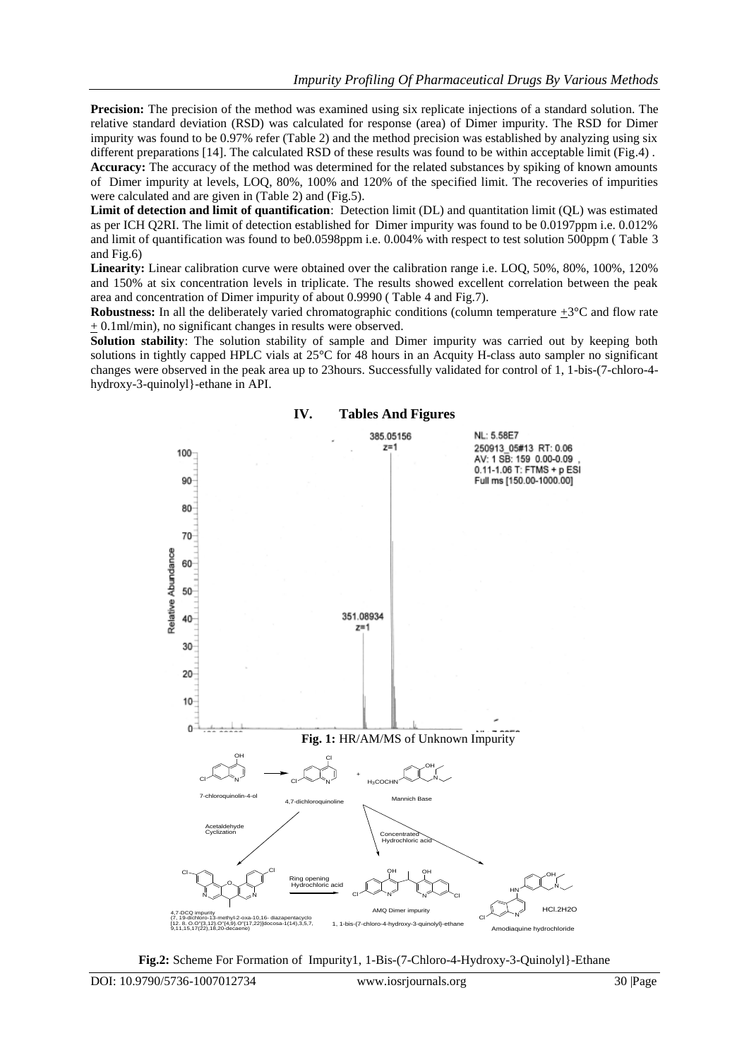**Precision:** The precision of the method was examined using six replicate injections of a standard solution. The relative standard deviation (RSD) was calculated for response (area) of Dimer impurity. The RSD for Dimer impurity was found to be 0.97% refer (Table 2) and the method precision was established by analyzing using six different preparations [14]. The calculated RSD of these results was found to be within acceptable limit (Fig.4) .

**Accuracy:** The accuracy of the method was determined for the related substances by spiking of known amounts of Dimer impurity at levels, LOQ, 80%, 100% and 120% of the specified limit. The recoveries of impurities were calculated and are given in (Table 2) and (Fig.5).

**Limit of detection and limit of quantification**: Detection limit (DL) and quantitation limit (QL) was estimated as per ICH Q2RI. The limit of detection established for Dimer impurity was found to be 0.0197ppm i.e. 0.012% and limit of quantification was found to be0.0598ppm i.e. 0.004% with respect to test solution 500ppm ( Table 3 and Fig.6)

**Linearity:** Linear calibration curve were obtained over the calibration range i.e. LOQ, 50%, 80%, 100%, 120% and 150% at six concentration levels in triplicate. The results showed excellent correlation between the peak area and concentration of Dimer impurity of about 0.9990 ( Table 4 and Fig.7).

**Robustness:** In all the deliberately varied chromatographic conditions (column temperature ±3°C and flow rate ± 0.1ml/min), no significant changes in results were observed.

**Solution stability**: The solution stability of sample and Dimer impurity was carried out by keeping both solutions in tightly capped HPLC vials at 25°C for 48 hours in an Acquity H-class auto sampler no significant changes were observed in the peak area up to 23hours. Successfully validated for control of 1, 1-bis-(7-chloro-4-hydroxy-3-quinolyl}-ethane in API.

## IV. Tables And Figures

385.05156
z=1

351.08934
z=1

NL: 5.58E7
250913_05#13 RT: 0.06
AV: 1 SB: 159 0.00-0.09 , 0.11-1.06 T: FTMS + p ESI Full ms [150.00-1000.00]

Relative Abundance

0
10
20
30
40
50
60
70
80
90
100

**Fig. 1:** HR/AM/MS of Unknown Impurity

7-chloroquinolin-4-ol

4,7-dichloroquinoline

Mannich Base

Acetaldehyde Cyclization

Concentrated Hydrochloric acid

Ring opening Hydrochloric acid

4,7-DCQ impurity (7, 19-dichloro-13-methyl-2-oxa-10,16- diazapentacyclo [12. 8. O.O^{3,12}.O^{4,9}.O^{17,22}]docosa-1(14),3,5,7, 9,11,15,17(22),18,20-decaene)

AMQ Dimer impurity
1, 1-bis-(7-chloro-4-hydroxy-3-quinolyl}-ethane

HCl.2H2O
Amodiaquine hydrochloride

**Fig.2:** Scheme For Formation of Impurity1, 1-Bis-(7-Chloro-4-Hydroxy-3-Quinolyl}-Ethane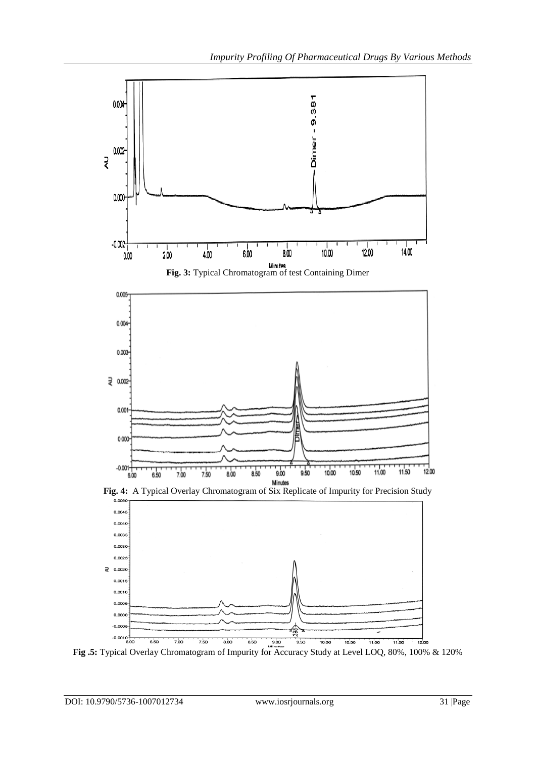Dimer - 9.381

AU

0.004

0.002

0.000

-0.002

0.00 2.00 4.00 6.00 8.00 10.00 12.00 14.00

Minutes

**Fig. 3:** Typical Chromatogram of test Containing Dimer

AU

0.005

0.004

0.003

0.002

0.001

0.000

-0.001

6.00 6.50 7.00 7.50 8.00 8.50 9.00 9.50 10.00 10.50 11.00 11.50 12.00

Minutes

Dimer

**Fig. 4:** A Typical Overlay Chromatogram of Six Replicate of Impurity for Precision Study

AU

0.0050

0.0045

0.0040

0.0035

0.0030

0.0025

0.0020

0.0015

0.0010

0.0005

0.0000

-0.0005

-0.0010

6.00 6.50 7.00 7.50 8.00 8.50 9.00 9.50 10.00 10.50 11.00 11.50 12.00

Minutes

.398

**Fig .5:** Typical Overlay Chromatogram of Impurity for Accuracy Study at Level LOQ, 80%, 100% & 120%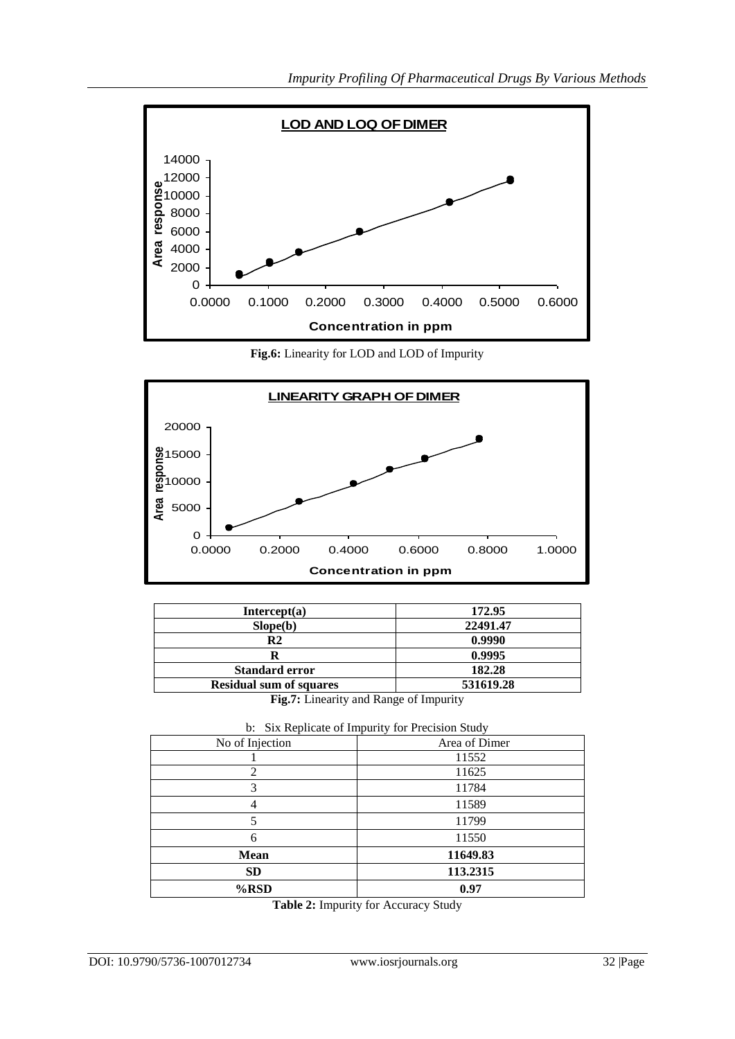LOD AND LOQ OF DIMER

Area response

14000
12000
10000
8000
6000
4000
2000
0

0.0000 0.1000 0.2000 0.3000 0.4000 0.5000 0.6000

Concentration in ppm

**Fig.6:** Linearity for LOD and LOD of Impurity

LINEARITY GRAPH OF DIMER

Area response

20000
15000
10000
5000
0

0.0000 0.2000 0.4000 0.6000 0.8000 1.0000

Concentration in ppm

| | |
|---|---|
| **Intercept(a)** | **172.95** |
| **Slope(b)** | **22491.47** |
| **R2** | **0.9990** |
| **R** | **0.9995** |
| **Standard error** | **182.28** |
| **Residual sum of squares** | **531619.28** |

**Fig.7:** Linearity and Range of Impurity

b: Six Replicate of Impurity for Precision Study

| No of Injection | Area of Dimer |
|---|---|
| 1 | 11552 |
| 2 | 11625 |
| 3 | 11784 |
| 4 | 11589 |
| 5 | 11799 |
| 6 | 11550 |
| **Mean** | **11649.83** |
| **SD** | **113.2315** |
| **%RSD** | **0.97** |

**Table 2:** Impurity for Accuracy Study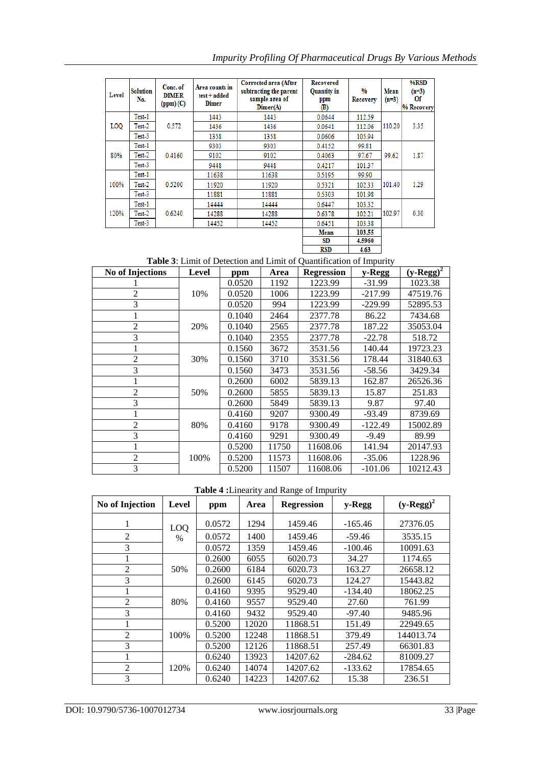| Level | Solution No. | Conc. of DIMER (ppm) (C) | Area counts in test + added Dimer | Corrected area (After subtracting the parent sample area of Dimer(A) | Recovered Quantity in ppm (B) | % Recovery | Mean (n=3) | %RSD (n=3) Of % Recovery |
|---|---|---|---|---|---|---|---|---|
| LOQ | Test-1 | 0.572 | 1443 | 1443 | 0.0644 | 112.59 | 110.20 | 3.35 |
| | Test-2 | | 1436 | 1436 | 0.0641 | 112.06 | | |
| | Test-3 | | 1358 | 1358 | 0.0606 | 105.94 | | |
| 80% | Test-1 | 0.4160 | 9303 | 9303 | 0.4152 | 99.81 | 99.62 | 1.87 |
| | Test-2 | | 9102 | 9102 | 0.4063 | 97.67 | | |
| | Test-3 | | 9448 | 9448 | 0.4217 | 101.37 | | |
| 100% | Test-1 | 0.5200 | 11638 | 11638 | 0.5195 | 99.90 | 101.40 | 1.29 |
| | Test-2 | | 11920 | 11920 | 0.5321 | 102.33 | | |
| | Test-3 | | 11881 | 11881 | 0.5303 | 101.98 | | |
| 120% | Test-1 | 0.6240 | 14444 | 14444 | 0.6447 | 103.32 | 102.97 | 0.30 |
| | Test-2 | | 14288 | 14288 | 0.6378 | 102.21 | | |
| | Test-3 | | 14452 | 14452 | 0.6451 | 103.38 | | |
| | | | | | **Mean** | **103.55** | | |
| | | | | | **SD** | **4.5960** | | |
| | | | | | **RSD** | **4.63** | | |

**Table 3**: Limit of Detection and Limit of Quantification of Impurity

| No of Injections | Level | ppm | Area | Regression | y-Regg | $(y\text{-Regg})^2$ |
|---|---|---|---|---|---|---|
| 1 | 10% | 0.0520 | 1192 | 1223.99 | -31.99 | 1023.38 |
| 2 | | 0.0520 | 1006 | 1223.99 | -217.99 | 47519.76 |
| 3 | | 0.0520 | 994 | 1223.99 | -229.99 | 52895.53 |
| 1 | 20% | 0.1040 | 2464 | 2377.78 | 86.22 | 7434.68 |
| 2 | | 0.1040 | 2565 | 2377.78 | 187.22 | 35053.04 |
| 3 | | 0.1040 | 2355 | 2377.78 | -22.78 | 518.72 |
| 1 | 30% | 0.1560 | 3672 | 3531.56 | 140.44 | 19723.23 |
| 2 | | 0.1560 | 3710 | 3531.56 | 178.44 | 31840.63 |
| 3 | | 0.1560 | 3473 | 3531.56 | -58.56 | 3429.34 |
| 1 | 50% | 0.2600 | 6002 | 5839.13 | 162.87 | 26526.36 |
| 2 | | 0.2600 | 5855 | 5839.13 | 15.87 | 251.83 |
| 3 | | 0.2600 | 5849 | 5839.13 | 9.87 | 97.40 |
| 1 | 80% | 0.4160 | 9207 | 9300.49 | -93.49 | 8739.69 |
| 2 | | 0.4160 | 9178 | 9300.49 | -122.49 | 15002.89 |
| 3 | | 0.4160 | 9291 | 9300.49 | -9.49 | 89.99 |
| 1 | 100% | 0.5200 | 11750 | 11608.06 | 141.94 | 20147.93 |
| 2 | | 0.5200 | 11573 | 11608.06 | -35.06 | 1228.96 |
| 3 | | 0.5200 | 11507 | 11608.06 | -101.06 | 10212.43 |

**Table 4 :**Linearity and Range of Impurity

| No of Injection | Level | ppm | Area | Regression | y-Regg | $(y\text{-Regg})^2$ |
|---|---|---|---|---|---|---|
| 1 | LOQ % | 0.0572 | 1294 | 1459.46 | -165.46 | 27376.05 |
| 2 | | 0.0572 | 1400 | 1459.46 | -59.46 | 3535.15 |
| 3 | | 0.0572 | 1359 | 1459.46 | -100.46 | 10091.63 |
| 1 | 50% | 0.2600 | 6055 | 6020.73 | 34.27 | 1174.65 |
| 2 | | 0.2600 | 6184 | 6020.73 | 163.27 | 26658.12 |
| 3 | | 0.2600 | 6145 | 6020.73 | 124.27 | 15443.82 |
| 1 | 80% | 0.4160 | 9395 | 9529.40 | -134.40 | 18062.25 |
| 2 | | 0.4160 | 9557 | 9529.40 | 27.60 | 761.99 |
| 3 | | 0.4160 | 9432 | 9529.40 | -97.40 | 9485.96 |
| 1 | 100% | 0.5200 | 12020 | 11868.51 | 151.49 | 22949.65 |
| 2 | | 0.5200 | 12248 | 11868.51 | 379.49 | 144013.74 |
| 3 | | 0.5200 | 12126 | 11868.51 | 257.49 | 66301.83 |
| 1 | 120% | 0.6240 | 13923 | 14207.62 | -284.62 | 81009.27 |
| 2 | | 0.6240 | 14074 | 14207.62 | -133.62 | 17854.65 |
| 3 | | 0.6240 | 14223 | 14207.62 | 15.38 | 236.51 |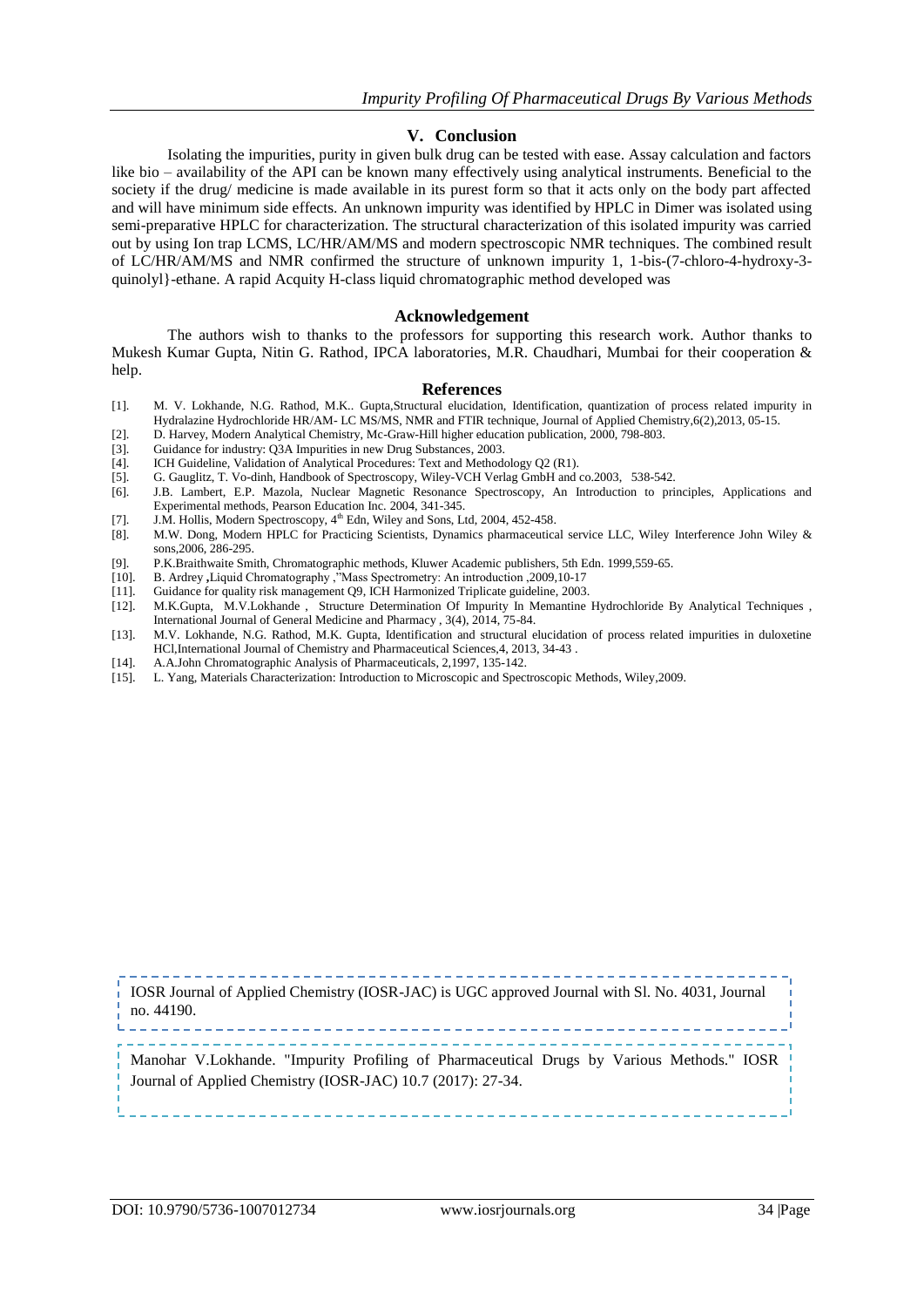## V. Conclusion

Isolating the impurities, purity in given bulk drug can be tested with ease. Assay calculation and factors like bio – availability of the API can be known many effectively using analytical instruments. Beneficial to the society if the drug/ medicine is made available in its purest form so that it acts only on the body part affected and will have minimum side effects. An unknown impurity was identified by HPLC in Dimer was isolated using semi-preparative HPLC for characterization. The structural characterization of this isolated impurity was carried out by using Ion trap LCMS, LC/HR/AM/MS and modern spectroscopic NMR techniques. The combined result of LC/HR/AM/MS and NMR confirmed the structure of unknown impurity 1, 1-bis-(7-chloro-4-hydroxy-3-quinolyl}-ethane. A rapid Acquity H-class liquid chromatographic method developed was

## Acknowledgement

The authors wish to thanks to the professors for supporting this research work. Author thanks to Mukesh Kumar Gupta, Nitin G. Rathod, IPCA laboratories, M.R. Chaudhari, Mumbai for their cooperation & help.

## References

[1]. M. V. Lokhande, N.G. Rathod, M.K.. Gupta,Structural elucidation, Identification, quantization of process related impurity in Hydralazine Hydrochloride HR/AM- LC MS/MS, NMR and FTIR technique, Journal of Applied Chemistry,6(2),2013, 05-15.

[2]. D. Harvey, Modern Analytical Chemistry, Mc-Graw-Hill higher education publication, 2000, 798-803.

[3]. Guidance for industry: Q3A Impurities in new Drug Substances, 2003.

[4]. ICH Guideline, Validation of Analytical Procedures: Text and Methodology Q2 (R1).

[5]. G. Gauglitz, T. Vo-dinh, Handbook of Spectroscopy, Wiley-VCH Verlag GmbH and co.2003, 538-542.

[6]. J.B. Lambert, E.P. Mazola, Nuclear Magnetic Resonance Spectroscopy, An Introduction to principles, Applications and Experimental methods, Pearson Education Inc. 2004, 341-345.

[7]. J.M. Hollis, Modern Spectroscopy, 4th Edn, Wiley and Sons, Ltd, 2004, 452-458.

[8]. M.W. Dong, Modern HPLC for Practicing Scientists, Dynamics pharmaceutical service LLC, Wiley Interference John Wiley & sons,2006, 286-295.

[9]. P.K.Braithwaite Smith, Chromatographic methods, Kluwer Academic publishers, 5th Edn. 1999,559-65.

[10]. B. Ardrey ,Liquid Chromatography ,"Mass Spectrometry: An introduction ,2009,10-17

[11]. Guidance for quality risk management Q9, ICH Harmonized Triplicate guideline, 2003.

[12]. M.K.Gupta, M.V.Lokhande , Structure Determination Of Impurity In Memantine Hydrochloride By Analytical Techniques , International Journal of General Medicine and Pharmacy , 3(4), 2014, 75-84.

[13]. M.V. Lokhande, N.G. Rathod, M.K. Gupta, Identification and structural elucidation of process related impurities in duloxetine HCl,International Journal of Chemistry and Pharmaceutical Sciences,4, 2013, 34-43 .

[14]. A.A.John Chromatographic Analysis of Pharmaceuticals, 2,1997, 135-142.

[15]. L. Yang, Materials Characterization: Introduction to Microscopic and Spectroscopic Methods, Wiley,2009.

IOSR Journal of Applied Chemistry (IOSR-JAC) is UGC approved Journal with Sl. No. 4031, Journal no. 44190.

Manohar V.Lokhande. "Impurity Profiling of Pharmaceutical Drugs by Various Methods." IOSR Journal of Applied Chemistry (IOSR-JAC) 10.7 (2017): 27-34.